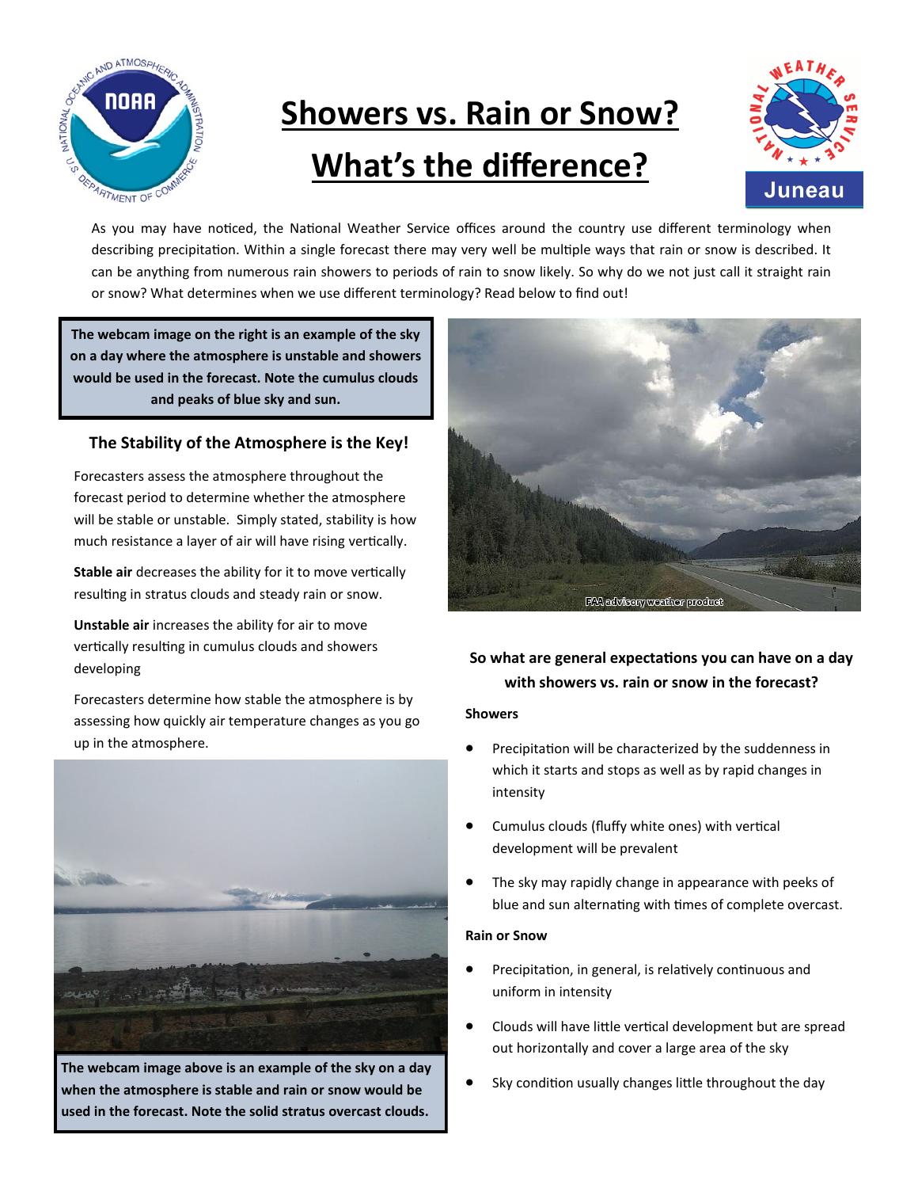# Showers vs. Rain or Snow? What's the difference?

As you may have noticed, the National Weather Service offices around the country use different terminology when describing precipitation. Within a single forecast there may very well be multiple ways that rain or snow is described. It can be anything from numerous rain showers to periods of rain to snow likely. So why do we not just call it straight rain or snow? What determines when we use different terminology? Read below to find out!

**The webcam image on the right is an example of the sky on a day where the atmosphere is unstable and showers would be used in the forecast. Note the cumulus clouds and peaks of blue sky and sun.**

### The Stability of the Atmosphere is the Key!

Forecasters assess the atmosphere throughout the forecast period to determine whether the atmosphere will be stable or unstable. Simply stated, stability is how much resistance a layer of air will have rising vertically.

**Stable air** decreases the ability for it to move vertically resulting in stratus clouds and steady rain or snow.

**Unstable air** increases the ability for air to move vertically resulting in cumulus clouds and showers developing

Forecasters determine how stable the atmosphere is by assessing how quickly air temperature changes as you go up in the atmosphere.

**The webcam image above is an example of the sky on a day when the atmosphere is stable and rain or snow would be used in the forecast. Note the solid stratus overcast clouds.**

### So what are general expectations you can have on a day with showers vs. rain or snow in the forecast?

**Showers**

- Precipitation will be characterized by the suddenness in which it starts and stops as well as by rapid changes in intensity
- Cumulus clouds (fluffy white ones) with vertical development will be prevalent
- The sky may rapidly change in appearance with peeks of blue and sun alternating with times of complete overcast.

**Rain or Snow**

- Precipitation, in general, is relatively continuous and uniform in intensity
- Clouds will have little vertical development but are spread out horizontally and cover a large area of the sky
- Sky condition usually changes little throughout the day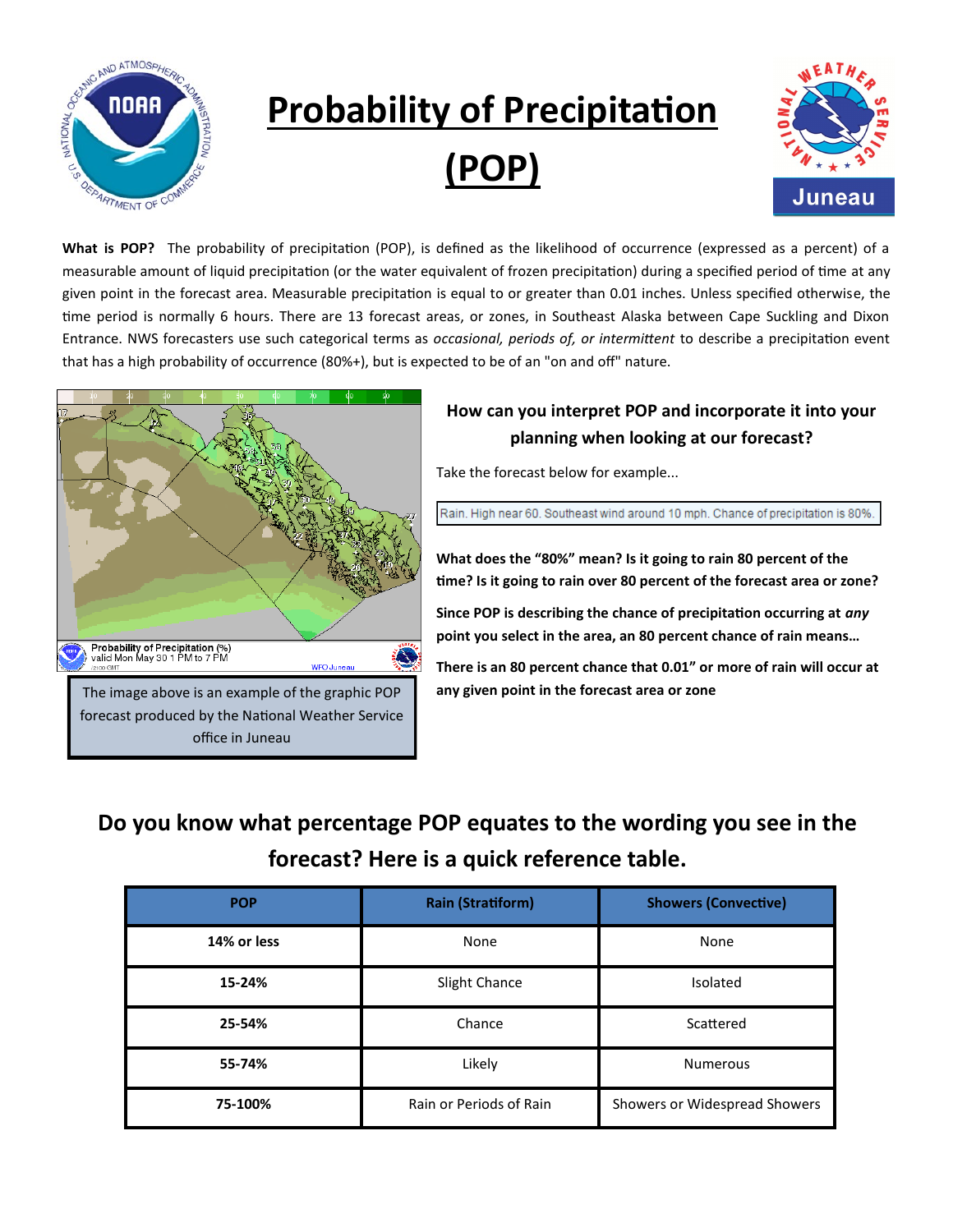# Probability of Precipitation (POP)

**What is POP?** The probability of precipitation (POP), is defined as the likelihood of occurrence (expressed as a percent) of a measurable amount of liquid precipitation (or the water equivalent of frozen precipitation) during a specified period of time at any given point in the forecast area. Measurable precipitation is equal to or greater than 0.01 inches. Unless specified otherwise, the time period is normally 6 hours. There are 13 forecast areas, or zones, in Southeast Alaska between Cape Suckling and Dixon Entrance. NWS forecasters use such categorical terms as *occasional, periods of, or intermittent* to describe a precipitation event that has a high probability of occurrence (80%+), but is expected to be of an "on and off" nature.

Probability of Precipitation (%)
valid Mon May 30 1 PM to 7 PM
WFO Juneau

The image above is an example of the graphic POP forecast produced by the National Weather Service office in Juneau

### How can you interpret POP and incorporate it into your planning when looking at our forecast?

Take the forecast below for example...

Rain. High near 60. Southeast wind around 10 mph. Chance of precipitation is 80%.

**What does the "80%" mean? Is it going to rain 80 percent of the time? Is it going to rain over 80 percent of the forecast area or zone?**

**Since POP is describing the chance of precipitation occurring at *any* point you select in the area, an 80 percent chance of rain means…**

**There is an 80 percent chance that 0.01" or more of rain will occur at any given point in the forecast area or zone**

## Do you know what percentage POP equates to the wording you see in the forecast? Here is a quick reference table.

| POP | Rain (Stratiform) | Showers (Convective) |
|---|---|---|
| **14% or less** | None | None |
| **15-24%** | Slight Chance | Isolated |
| **25-54%** | Chance | Scattered |
| **55-74%** | Likely | Numerous |
| **75-100%** | Rain or Periods of Rain | Showers or Widespread Showers |